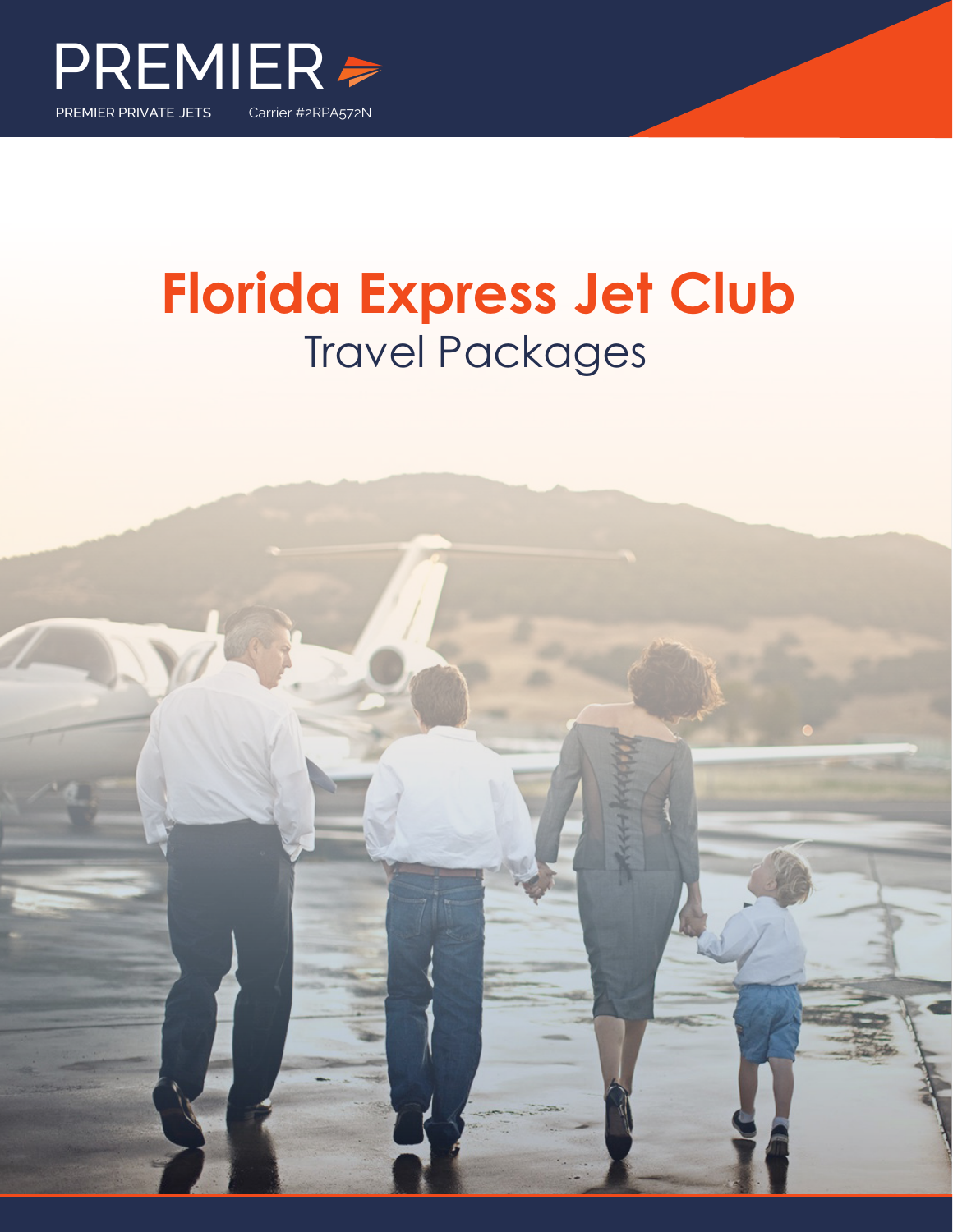PREMIER

PREMIER PRIVATE JETS    Carrier #2RPA572N

# Florida Express Jet Club

## Travel Packages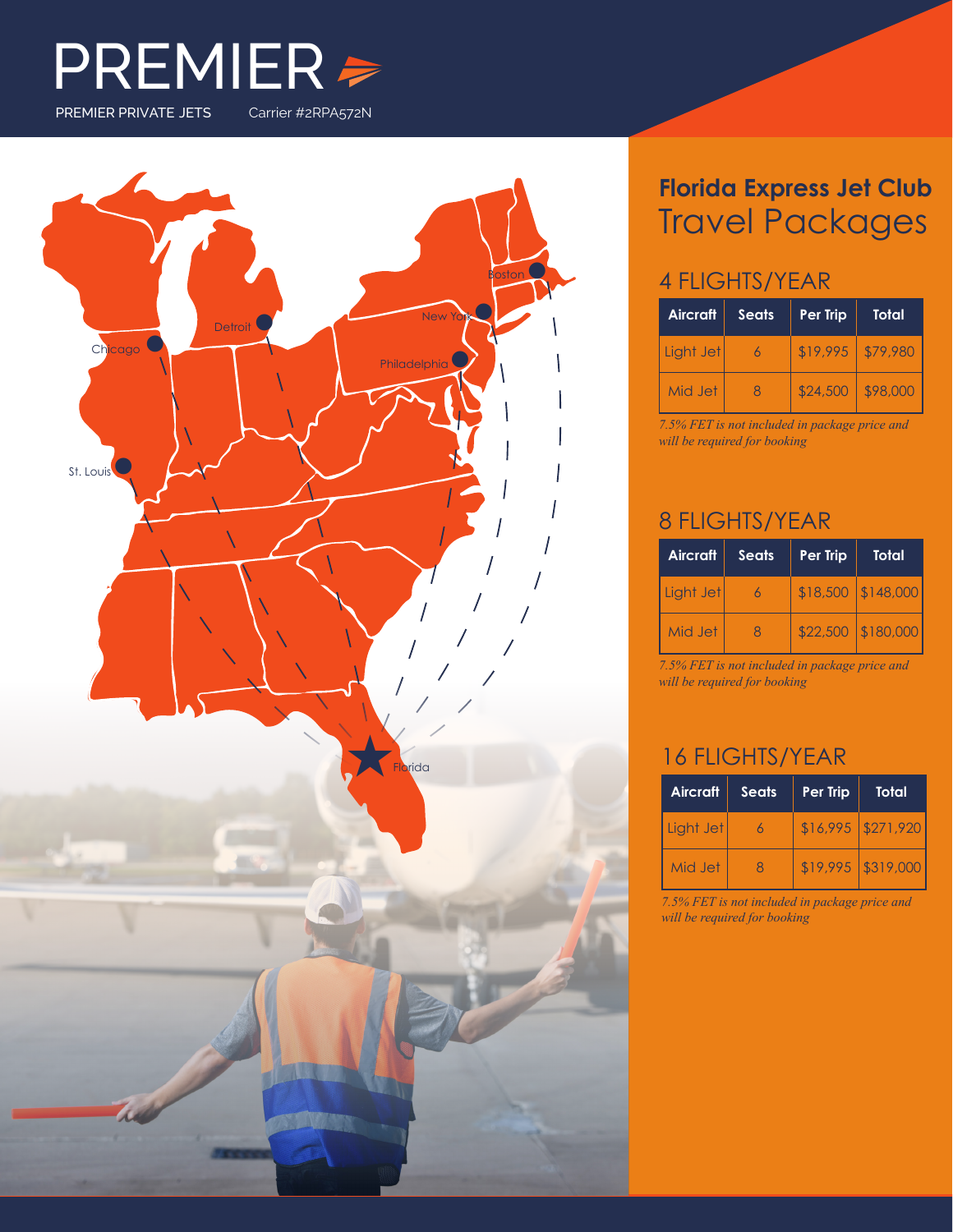# PREMIER

PREMIER PRIVATE JETS Carrier #2RPA572N

Boston

New York

Detroit

Chicago

Philadelphia

St. Louis

Florida

## Florida Express Jet Club
## Travel Packages

### 4 FLIGHTS/YEAR

| Aircraft | Seats | Per Trip | Total |
|---|---|---|---|
| Light Jet | 6 | $19,995 | $79,980 |
| Mid Jet | 8 | $24,500 | $98,000 |

*7.5% FET is not included in package price and will be required for booking*

### 8 FLIGHTS/YEAR

| Aircraft | Seats | Per Trip | Total |
|---|---|---|---|
| Light Jet | 6 | $18,500 | $148,000 |
| Mid Jet | 8 | $22,500 | $180,000 |

*7.5% FET is not included in package price and will be required for booking*

### 16 FLIGHTS/YEAR

| Aircraft | Seats | Per Trip | Total |
|---|---|---|---|
| Light Jet | 6 | $16,995 | $271,920 |
| Mid Jet | 8 | $19,995 | $319,000 |

*7.5% FET is not included in package price and will be required for booking*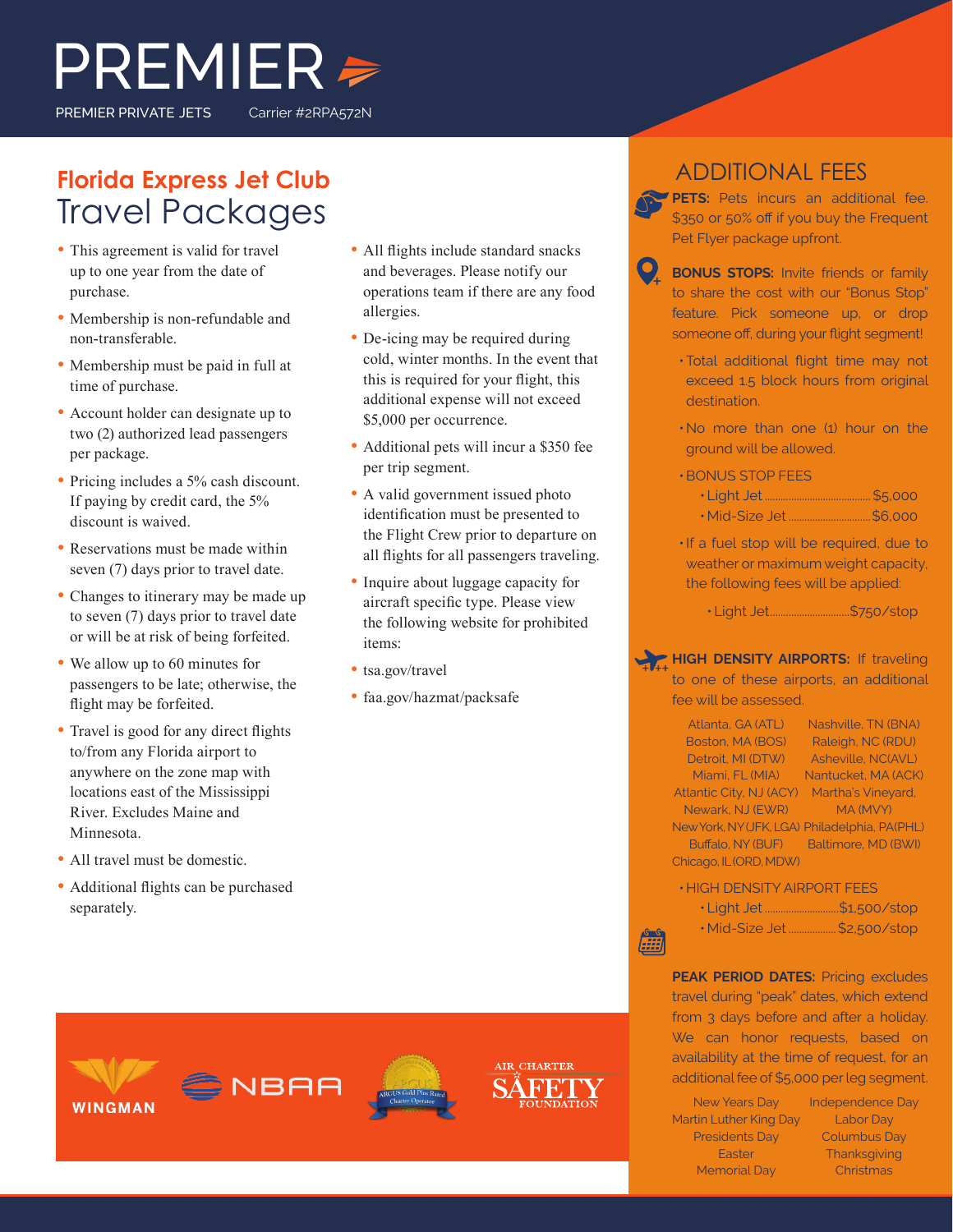# PREMIER

PREMIER PRIVATE JETS Carrier #2RPA572N

## Florida Express Jet Club
## Travel Packages

- This agreement is valid for travel up to one year from the date of purchase.
- Membership is non-refundable and non-transferable.
- Membership must be paid in full at time of purchase.
- Account holder can designate up to two (2) authorized lead passengers per package.
- Pricing includes a 5% cash discount. If paying by credit card, the 5% discount is waived.
- Reservations must be made within seven (7) days prior to travel date.
- Changes to itinerary may be made up to seven (7) days prior to travel date or will be at risk of being forfeited.
- We allow up to 60 minutes for passengers to be late; otherwise, the flight may be forfeited.
- Travel is good for any direct flights to/from any Florida airport to anywhere on the zone map with locations east of the Mississippi River. Excludes Maine and Minnesota.
- All travel must be domestic.
- Additional flights can be purchased separately.
- All flights include standard snacks and beverages. Please notify our operations team if there are any food allergies.
- De-icing may be required during cold, winter months. In the event that this is required for your flight, this additional expense will not exceed $5,000 per occurrence.
- Additional pets will incur a $350 fee per trip segment.
- A valid government issued photo identification must be presented to the Flight Crew prior to departure on all flights for all passengers traveling.
- Inquire about luggage capacity for aircraft specific type. Please view the following website for prohibited items:
- tsa.gov/travel
- faa.gov/hazmat/packsafe

WINGMAN NBAA ARGUS Gold Plus Rated Charter Operator AIR CHARTER SAFETY FOUNDATION

## ADDITIONAL FEES

**PETS:** Pets incurs an additional fee. $350 or 50% off if you buy the Frequent Pet Flyer package upfront.

**BONUS STOPS:** Invite friends or family to share the cost with our "Bonus Stop" feature. Pick someone up, or drop someone off, during your flight segment!

- Total additional flight time may not exceed 1.5 block hours from original destination.
- No more than one (1) hour on the ground will be allowed.
- BONUS STOP FEES
  - Light Jet ........ $5,000
  - Mid-Size Jet ........ $6,000
- If a fuel stop will be required, due to weather or maximum weight capacity, the following fees will be applied:
  - Light Jet ........ $750/stop

**HIGH DENSITY AIRPORTS:** If traveling to one of these airports, an additional fee will be assessed.

Atlanta, GA (ATL)
Boston, MA (BOS)
Detroit, MI (DTW)
Miami, FL (MIA)
Atlantic City, NJ (ACY)
Newark, NJ (EWR)
New York, NY (JFK, LGA)
Buffalo, NY (BUF)
Chicago, IL (ORD, MDW)
Nashville, TN (BNA)
Raleigh, NC (RDU)
Asheville, NC (AVL)
Nantucket, MA (ACK)
Martha's Vineyard, MA (MVY)
Philadelphia, PA (PHL)
Baltimore, MD (BWI)

- HIGH DENSITY AIRPORT FEES
  - Light Jet ........ $1,500/stop
  - Mid-Size Jet ........ $2,500/stop

**PEAK PERIOD DATES:** Pricing excludes travel during "peak" dates, which extend from 3 days before and after a holiday. We can honor requests, based on availability at the time of request, for an additional fee of $5,000 per leg segment.

New Years Day
Martin Luther King Day
Presidents Day
Easter
Memorial Day
Independence Day
Labor Day
Columbus Day
Thanksgiving
Christmas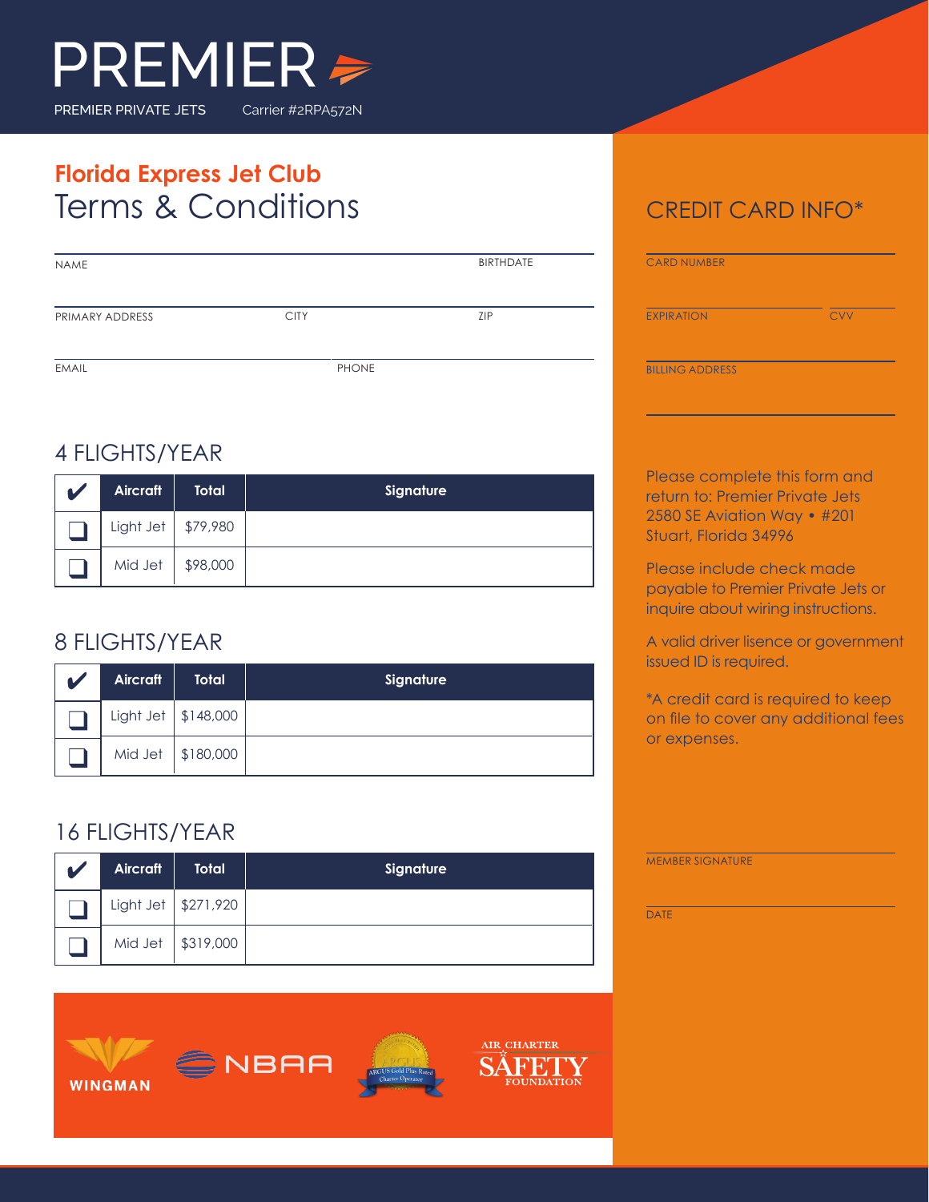PREMIER

PREMIER PRIVATE JETS Carrier #2RPA572N

## Florida Express Jet Club

# Terms & Conditions

NAME

BIRTHDATE

PRIMARY ADDRESS

CITY

ZIP

EMAIL

PHONE

### 4 FLIGHTS/YEAR

| ✔ | Aircraft | Total | Signature |
|---|---|---|---|
| ❑ | Light Jet | $79,980 | |
| ❑ | Mid Jet | $98,000 | |

### 8 FLIGHTS/YEAR

| ✔ | Aircraft | Total | Signature |
|---|---|---|---|
| ❑ | Light Jet | $148,000 | |
| ❑ | Mid Jet | $180,000 | |

### 16 FLIGHTS/YEAR

| ✔ | Aircraft | Total | Signature |
|---|---|---|---|
| ❑ | Light Jet | $271,920 | |
| ❑ | Mid Jet | $319,000 | |

WINGMAN NBAA ARGUS Gold Plus Rated Charter Operator AIR CHARTER SAFETY FOUNDATION

## CREDIT CARD INFO*

CARD NUMBER

EXPIRATION

CVV

BILLING ADDRESS

Please complete this form and return to: Premier Private Jets 2580 SE Aviation Way • #201 Stuart, Florida 34996

Please include check made payable to Premier Private Jets or inquire about wiring instructions.

A valid driver lisence or government issued ID is required.

*A credit card is required to keep on file to cover any additional fees or expenses.

MEMBER SIGNATURE

DATE